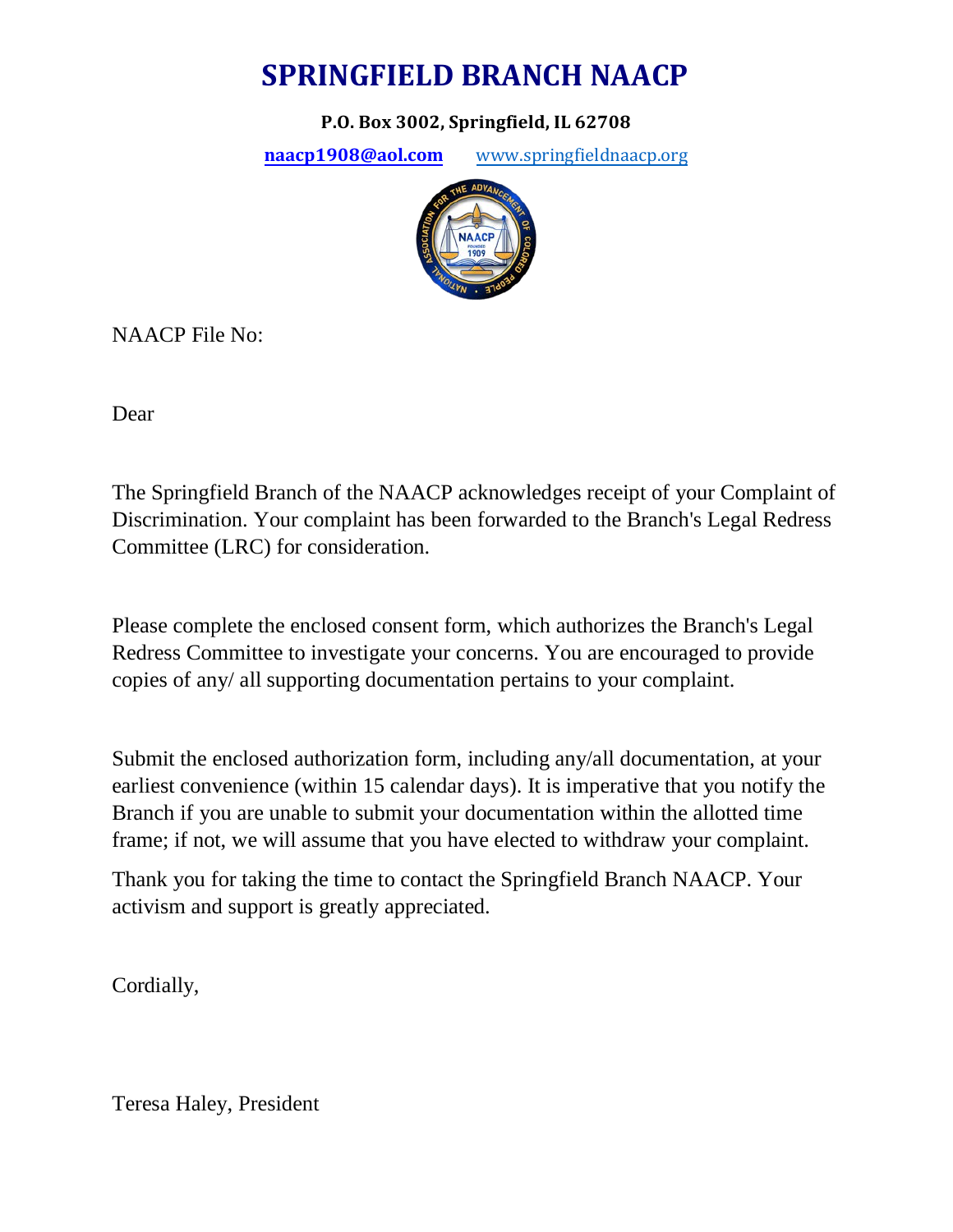# SPRINGFIELD BRANCH NAACP

**P.O. Box 3002, Springfield, IL 62708**

**naacp1908@aol.com** www.springfieldnaacp.org

NAACP File No:

Dear

The Springfield Branch of the NAACP acknowledges receipt of your Complaint of Discrimination. Your complaint has been forwarded to the Branch's Legal Redress Committee (LRC) for consideration.

Please complete the enclosed consent form, which authorizes the Branch's Legal Redress Committee to investigate your concerns. You are encouraged to provide copies of any/ all supporting documentation pertains to your complaint.

Submit the enclosed authorization form, including any/all documentation, at your earliest convenience (within 15 calendar days). It is imperative that you notify the Branch if you are unable to submit your documentation within the allotted time frame; if not, we will assume that you have elected to withdraw your complaint.

Thank you for taking the time to contact the Springfield Branch NAACP. Your activism and support is greatly appreciated.

Cordially,

Teresa Haley, President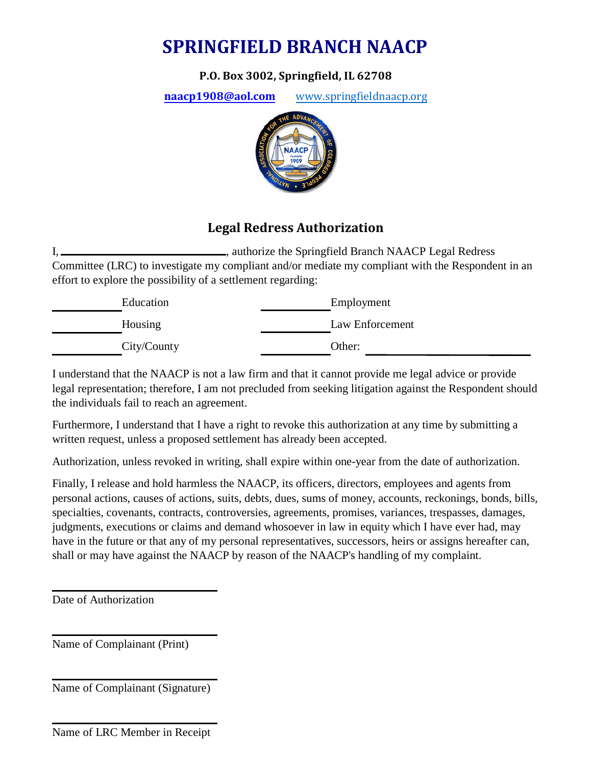# SPRINGFIELD BRANCH NAACP

**P.O. Box 3002, Springfield, IL 62708**

**naacp1908@aol.com** www.springfieldnaacp.org

## Legal Redress Authorization

I, ______________________________, authorize the Springfield Branch NAACP Legal Redress Committee (LRC) to investigate my compliant and/or mediate my compliant with the Respondent in an effort to explore the possibility of a settlement regarding:

| | |
|---|---|
| __________ Education | __________ Employment |
| __________ Housing | __________ Law Enforcement |
| __________ City/County | __________ Other: ____________________ |

I understand that the NAACP is not a law firm and that it cannot provide me legal advice or provide legal representation; therefore, I am not precluded from seeking litigation against the Respondent should the individuals fail to reach an agreement.

Furthermore, I understand that I have a right to revoke this authorization at any time by submitting a written request, unless a proposed settlement has already been accepted.

Authorization, unless revoked in writing, shall expire within one-year from the date of authorization.

Finally, I release and hold harmless the NAACP, its officers, directors, employees and agents from personal actions, causes of actions, suits, debts, dues, sums of money, accounts, reckonings, bonds, bills, specialties, covenants, contracts, controversies, agreements, promises, variances, trespasses, damages, judgments, executions or claims and demand whosoever in law in equity which I have ever had, may have in the future or that any of my personal representatives, successors, heirs or assigns hereafter can, shall or may have against the NAACP by reason of the NAACP's handling of my complaint.

______________________________
Date of Authorization

______________________________
Name of Complainant (Print)

______________________________
Name of Complainant (Signature)

______________________________
Name of LRC Member in Receipt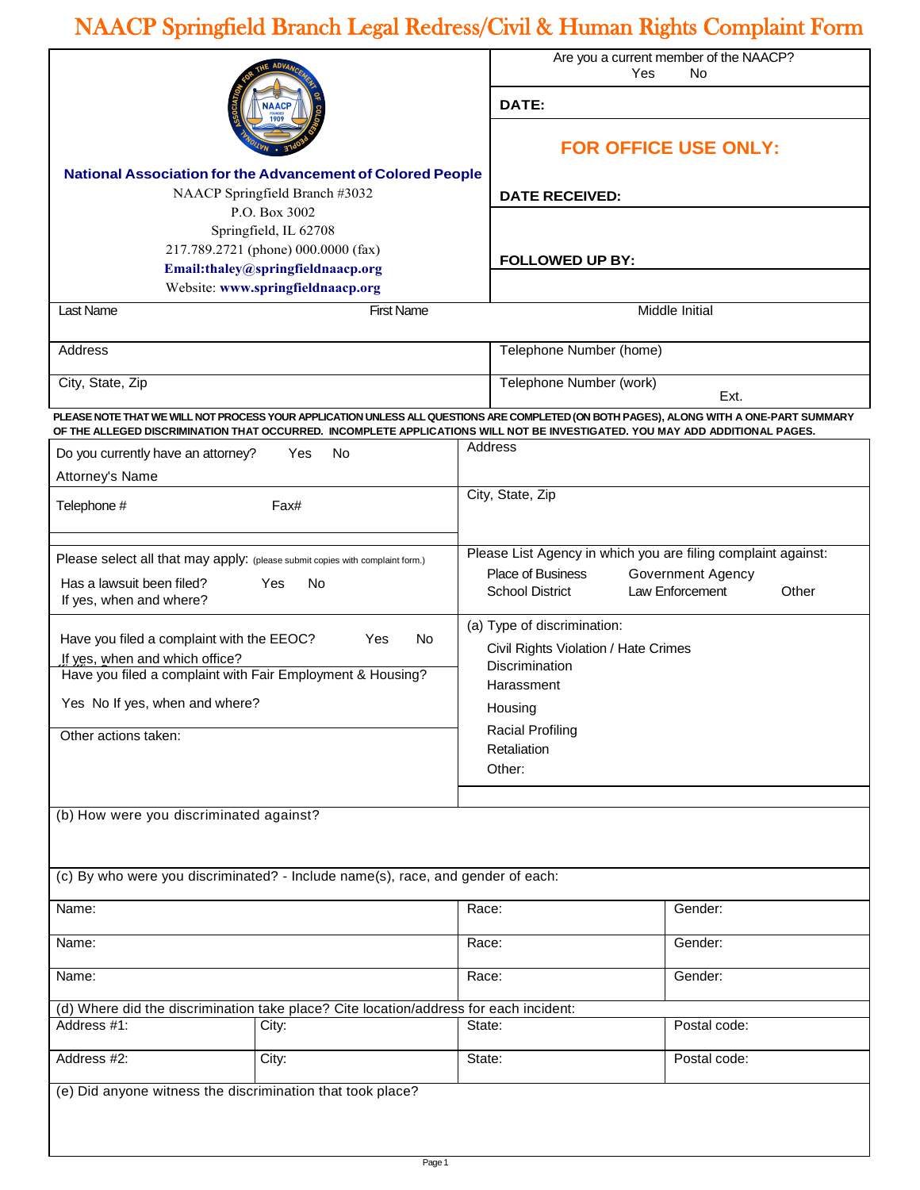# NAACP Springfield Branch Legal Redress/Civil & Human Rights Complaint Form

| | |
|---|---|
| **National Association for the Advancement of Colored People**<br>NAACP Springfield Branch #3032<br>P.O. Box 3002<br>Springfield, IL 62708<br>217.789.2721 (phone) 000.0000 (fax)<br>**Email:thaley@springfieldnaacp.org**<br>Website: **www.springfieldnaacp.org** | Are you a current member of the NAACP?<br>Yes No<br><br>**DATE:**<br><br>**FOR OFFICE USE ONLY:**<br><br>**DATE RECEIVED:**<br><br>**FOLLOWED UP BY:** |

| Last Name | First Name | Middle Initial |
|---|---|---|
| | | |

| Address | Telephone Number (home) |
|---|---|
| City, State, Zip | Telephone Number (work) Ext. |

**PLEASE NOTE THAT WE WILL NOT PROCESS YOUR APPLICATION UNLESS ALL QUESTIONS ARE COMPLETED (ON BOTH PAGES), ALONG WITH A ONE-PART SUMMARY OF THE ALLEGED DISCRIMINATION THAT OCCURRED. INCOMPLETE APPLICATIONS WILL NOT BE INVESTIGATED. YOU MAY ADD ADDITIONAL PAGES.**

| | |
|---|---|
| Do you currently have an attorney? Yes No<br>Attorney's Name | Address |
| Telephone # Fax# | City, State, Zip |
| Please select all that may apply: (please submit copies with complaint form.)<br>Has a lawsuit been filed? Yes No<br>If yes, when and where? | Please List Agency in which you are filing complaint against:<br>Place of Business Government Agency<br>School District Law Enforcement Other |
| Have you filed a complaint with the EEOC? Yes No<br>If yes, when and which office?<br>Have you filed a complaint with Fair Employment & Housing?<br>Yes No If yes, when and where?<br><br>Other actions taken: | (a) Type of discrimination:<br>Civil Rights Violation / Hate Crimes<br>Discrimination<br>Harassment<br>Housing<br>Racial Profiling<br>Retaliation<br>Other: |

(b) How were you discriminated against?

(c) By who were you discriminated? - Include name(s), race, and gender of each:

| Name: | Race: | Gender: |
|---|---|---|
| Name: | Race: | Gender: |
| Name: | Race: | Gender: |

(d) Where did the discrimination take place? Cite location/address for each incident:

| Address #1: | City: | State: | Postal code: |
|---|---|---|---|
| Address #2: | City: | State: | Postal code: |

(e) Did anyone witness the discrimination that took place?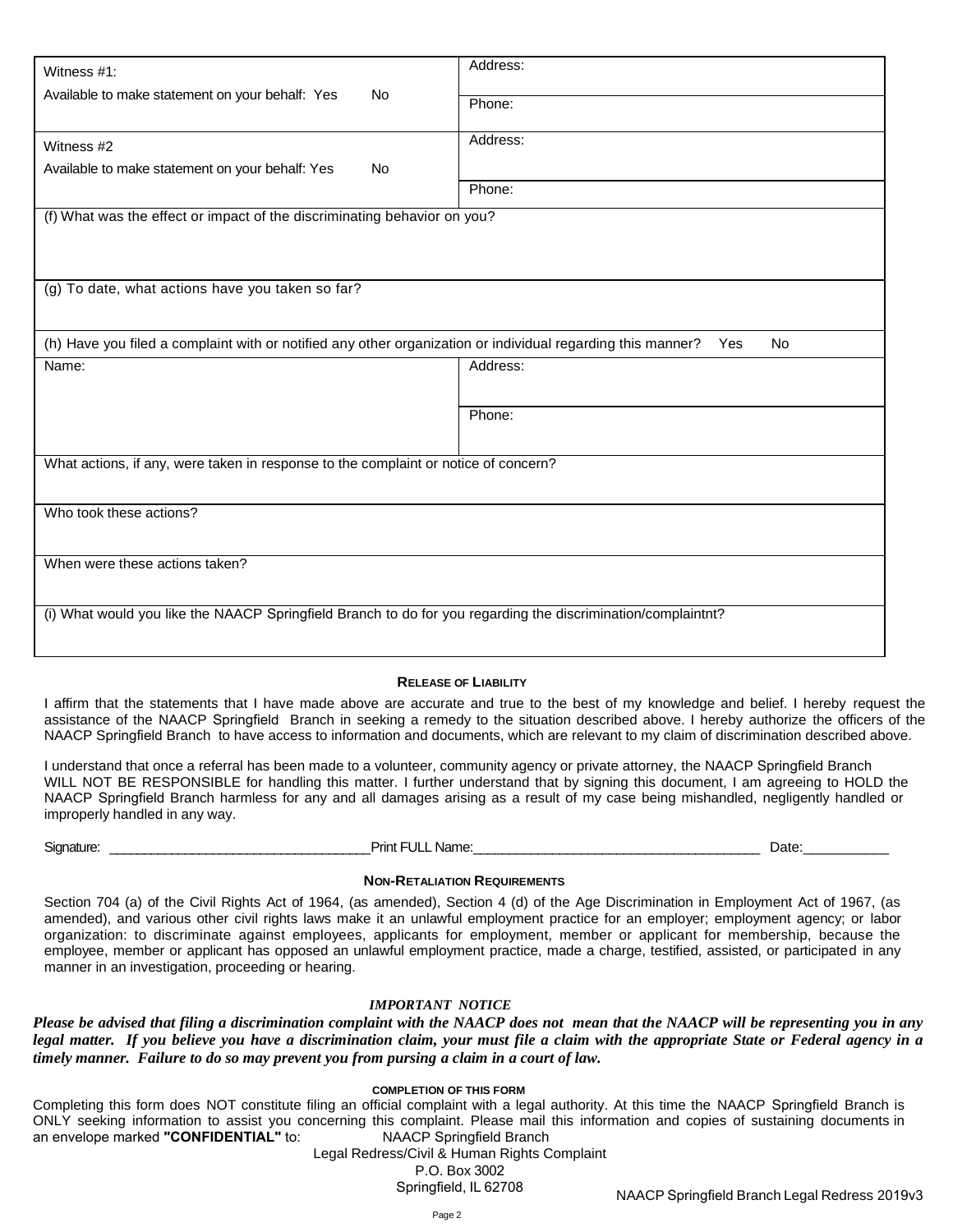| | |
|---|---|
| Witness #1:<br>Available to make statement on your behalf: Yes No | Address: |
| | Phone: |
| Witness #2<br>Available to make statement on your behalf: Yes No | Address: |
| | Phone: |
| (f) What was the effect or impact of the discriminating behavior on you? | |
| (g) To date, what actions have you taken so far? | |
| (h) Have you filed a complaint with or notified any other organization or individual regarding this manner? Yes No | |
| Name: | Address: |
| | Phone: |
| What actions, if any, were taken in response to the complaint or notice of concern? | |
| Who took these actions? | |
| When were these actions taken? | |
| (i) What would you like the NAACP Springfield Branch to do for you regarding the discrimination/complaintnt? | |

### Release of Liability

I affirm that the statements that I have made above are accurate and true to the best of my knowledge and belief. I hereby request the assistance of the NAACP Springfield Branch in seeking a remedy to the situation described above. I hereby authorize the officers of the NAACP Springfield Branch to have access to information and documents, which are relevant to my claim of discrimination described above.

I understand that once a referral has been made to a volunteer, community agency or private attorney, the NAACP Springfield Branch WILL NOT BE RESPONSIBLE for handling this matter. I further understand that by signing this document, I am agreeing to HOLD the NAACP Springfield Branch harmless for any and all damages arising as a result of my case being mishandled, negligently handled or improperly handled in any way.

Signature: ____________________________________Print FULL Name:_______________________________________ Date:___________

### Non-Retaliation Requirements

Section 704 (a) of the Civil Rights Act of 1964, (as amended), Section 4 (d) of the Age Discrimination in Employment Act of 1967, (as amended), and various other civil rights laws make it an unlawful employment practice for an employer; employment agency; or labor organization: to discriminate against employees, applicants for employment, member or applicant for membership, because the employee, member or applicant has opposed an unlawful employment practice, made a charge, testified, assisted, or participated in any manner in an investigation, proceeding or hearing.

***IMPORTANT NOTICE***

***Please be advised that filing a discrimination complaint with the NAACP does not mean that the NAACP will be representing you in any legal matter. If you believe you have a discrimination claim, your must file a claim with the appropriate State or Federal agency in a timely manner. Failure to do so may prevent you from pursing a claim in a court of law.***

**COMPLETION OF THIS FORM**

Completing this form does NOT constitute filing an official complaint with a legal authority. At this time the NAACP Springfield Branch is ONLY seeking information to assist you concerning this complaint. Please mail this information and copies of sustaining documents in an envelope marked **"CONFIDENTIAL"** to:

NAACP Springfield Branch
Legal Redress/Civil & Human Rights Complaint
P.O. Box 3002
Springfield, IL 62708

NAACP Springfield Branch Legal Redress 2019v3